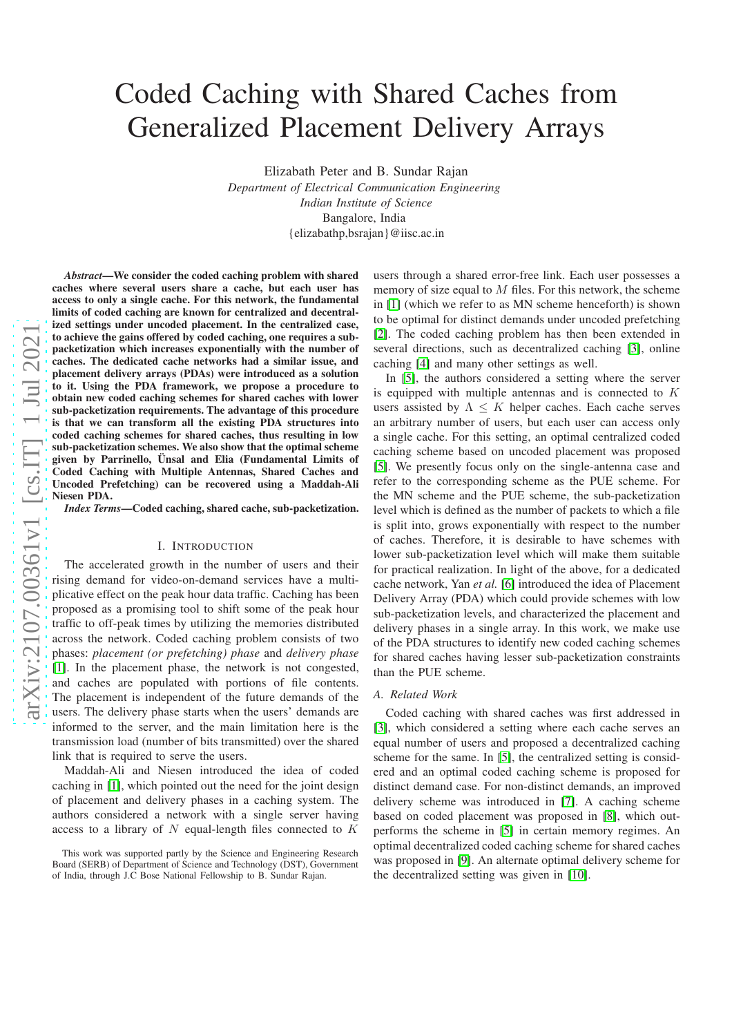# Coded Caching with Shared Caches from Generalized Placement Delivery Arrays

Elizabeth Peter and B. Sundar Rajan
*Department of Electrical Communication Engineering*
*Indian Institute of Science*
Bangalore, India
{elizabathp,bsrajan}@iisc.ac.in

***Abstract*—We consider the coded caching problem with shared caches where several users share a cache, but each user has access to only a single cache. For this network, the fundamental limits of coded caching are known for centralized and decentralized settings under uncoded placement. In the centralized case, to achieve the gains offered by coded caching, one requires a sub-packetization which increases exponentially with the number of caches. The dedicated cache networks had a similar issue, and placement delivery arrays (PDAs) were introduced as a solution to it. Using the PDA framework, we propose a procedure to obtain new coded caching schemes for shared caches with lower sub-packetization requirements. The advantage of this procedure is that we can transform all the existing PDA structures into coded caching schemes for shared caches, thus resulting in low sub-packetization schemes. We also show that the optimal scheme given by Parrinello, Ünsal and Elia (Fundamental Limits of Coded Caching with Multiple Antennas, Shared Caches and Uncoded Prefetching) can be recovered using a Maddah-Ali Niesen PDA.**

***Index Terms*—Coded caching, shared cache, sub-packetization.**

## I. Introduction

The accelerated growth in the number of users and their rising demand for video-on-demand services have a multiplicative effect on the peak hour data traffic. Caching has been proposed as a promising tool to shift some of the peak hour traffic to off-peak times by utilizing the memories distributed across the network. Coded caching problem consists of two phases: *placement (or prefetching) phase* and *delivery phase* [1]. In the placement phase, the network is not congested, and caches are populated with portions of file contents. The placement is independent of the future demands of the users. The delivery phase starts when the users' demands are informed to the server, and the main limitation here is the transmission load (number of bits transmitted) over the shared link that is required to serve the users.

Maddah-Ali and Niesen introduced the idea of coded caching in [1], which pointed out the need for the joint design of placement and delivery phases in a caching system. The authors considered a network with a single server having access to a library of $N$ equal-length files connected to $K$ users through a shared error-free link. Each user possesses a memory of size equal to $M$ files. For this network, the scheme in [1] (which we refer to as MN scheme henceforth) is shown to be optimal for distinct demands under uncoded prefetching [2]. The coded caching problem has then been extended in several directions, such as decentralized caching [3], online caching [4] and many other settings as well.

In [5], the authors considered a setting where the server is equipped with multiple antennas and is connected to $K$ users assisted by $\Lambda \leq K$ helper caches. Each cache serves an arbitrary number of users, but each user can access only a single cache. For this setting, an optimal centralized coded caching scheme based on uncoded placement was proposed [5]. We presently focus only on the single-antenna case and refer to the corresponding scheme as the PUE scheme. For the MN scheme and the PUE scheme, the sub-packetization level which is defined as the number of packets to which a file is split into, grows exponentially with respect to the number of caches. Therefore, it is desirable to have schemes with lower sub-packetization level which will make them suitable for practical realization. In light of the above, for a dedicated cache network, Yan *et al.* [6] introduced the idea of Placement Delivery Array (PDA) which could provide schemes with low sub-packetization levels, and characterized the placement and delivery phases in a single array. In this work, we make use of the PDA structures to identify new coded caching schemes for shared caches having lesser sub-packetization constraints than the PUE scheme.

### A. Related Work

Coded caching with shared caches was first addressed in [3], which considered a setting where each cache serves an equal number of users and proposed a decentralized caching scheme for the same. In [5], the centralized setting is considered and an optimal coded caching scheme is proposed for distinct demand case. For non-distinct demands, an improved delivery scheme was introduced in [7]. A caching scheme based on coded placement was proposed in [8], which outperforms the scheme in [5] in certain memory regimes. An optimal decentralized coded caching scheme for shared caches was proposed in [9]. An alternate optimal delivery scheme for the decentralized setting was given in [10].

This work was supported partly by the Science and Engineering Research Board (SERB) of Department of Science and Technology (DST), Government of India, through J.C Bose National Fellowship to B. Sundar Rajan.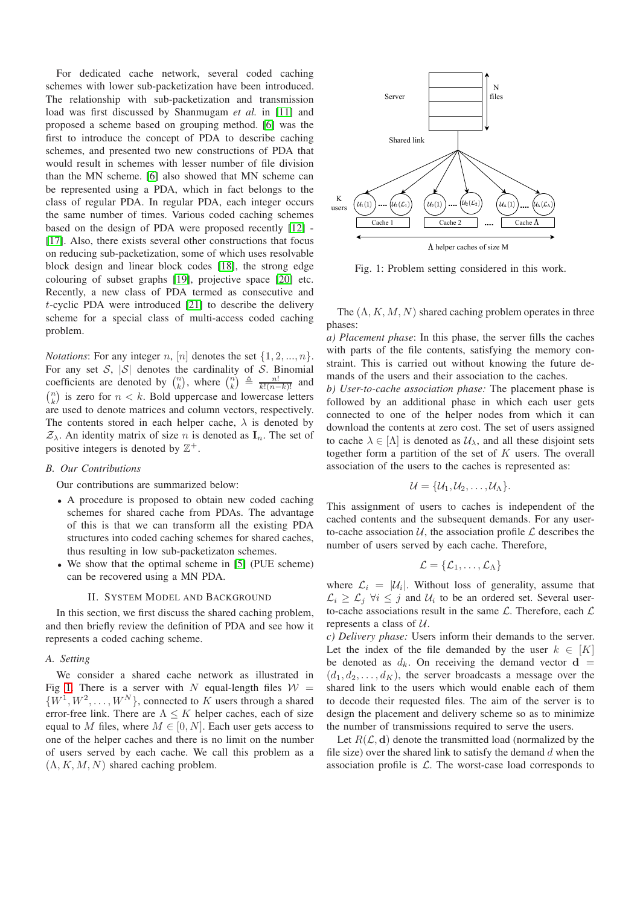For dedicated cache network, several coded caching schemes with lower sub-packetization have been introduced. The relationship with sub-packetization and transmission load was first discussed by Shanmugam *et al.* in [11] and proposed a scheme based on grouping method. [6] was the first to introduce the concept of PDA to describe caching schemes, and presented two new constructions of PDA that would result in schemes with lesser number of file division than the MN scheme. [6] also showed that MN scheme can be represented using a PDA, which in fact belongs to the class of regular PDA. In regular PDA, each integer occurs the same number of times. Various coded caching schemes based on the design of PDA were proposed recently [12] - [17]. Also, there exists several other constructions that focus on reducing sub-packetization, some of which uses resolvable block design and linear block codes [18], the strong edge colouring of subset graphs [19], projective space [20] etc. Recently, a new class of PDA termed as consecutive and $t$-cyclic PDA were introduced [21] to describe the delivery scheme for a special class of multi-access coded caching problem.

*Notations*: For any integer $n$, $[n]$ denotes the set $\{1, 2, ..., n\}$. For any set $\mathcal{S}$, $|\mathcal{S}|$ denotes the cardinality of $\mathcal{S}$. Binomial coefficients are denoted by $\binom{n}{k}$, where $\binom{n}{k} \triangleq \frac{n!}{k!(n-k)!}$ and $\binom{n}{k}$ is zero for $n < k$. Bold uppercase and lowercase letters are used to denote matrices and column vectors, respectively. The contents stored in each helper cache, $\lambda$ is denoted by $\mathcal{Z}_\lambda$. An identity matrix of size $n$ is denoted as $\mathbf{I}_n$. The set of positive integers is denoted by $\mathbb{Z}^+$.

### B. Our Contributions

Our contributions are summarized below:

- A procedure is proposed to obtain new coded caching schemes for shared cache from PDAs. The advantage of this is that we can transform all the existing PDA structures into coded caching schemes for shared caches, thus resulting in low sub-packetizaton schemes.
- We show that the optimal scheme in [5] (PUE scheme) can be recovered using a MN PDA.

## II. System Model and Background

In this section, we first discuss the shared caching problem, and then briefly review the definition of PDA and see how it represents a coded caching scheme.

### A. Setting

We consider a shared cache network as illustrated in Fig 1. There is a server with $N$ equal-length files $\mathcal{W} = \{W^1, W^2, \ldots, W^N\}$, connected to $K$ users through a shared error-free link. There are $\Lambda \leq K$ helper caches, each of size equal to $M$ files, where $M \in [0, N]$. Each user gets access to one of the helper caches and there is no limit on the number of users served by each cache. We call this problem as a $(\Lambda, K, M, N)$ shared caching problem.

Server
N files
Shared link
K users
$\mathcal{U}_1(1)$ .... $\mathcal{U}_1(\mathcal{L}_1)$ $\mathcal{U}_2(1)$ .... $\mathcal{U}_2(\mathcal{L}_2)$ $\mathcal{U}_\Lambda(1)$ .... $\mathcal{U}_\Lambda(\mathcal{L}_\Lambda)$
Cache 1
Cache 2
....
Cache $\Lambda$
$\Lambda$ helper caches of size M

Fig. 1: Problem setting considered in this work.

The $(\Lambda, K, M, N)$ shared caching problem operates in three phases:

*a) Placement phase*: In this phase, the server fills the caches with parts of the file contents, satisfying the memory constraint. This is carried out without knowing the future demands of the users and their association to the caches.

*b) User-to-cache association phase:* The placement phase is followed by an additional phase in which each user gets connected to one of the helper nodes from which it can download the contents at zero cost. The set of users assigned to cache $\lambda \in [\Lambda]$ is denoted as $\mathcal{U}_\lambda$, and all these disjoint sets together form a partition of the set of $K$ users. The overall association of the users to the caches is represented as:

$$\mathcal{U} = \{\mathcal{U}_1, \mathcal{U}_2, \ldots, \mathcal{U}_\Lambda\}.$$

This assignment of users to caches is independent of the cached contents and the subsequent demands. For any user-to-cache association $\mathcal{U}$, the association profile $\mathcal{L}$ describes the number of users served by each cache. Therefore,

$$\mathcal{L} = \{\mathcal{L}_1, \ldots, \mathcal{L}_\Lambda\}$$

where $\mathcal{L}_i = |\mathcal{U}_i|$. Without loss of generality, assume that $\mathcal{L}_i \geq \mathcal{L}_j \; \forall i \leq j$ and $\mathcal{U}_i$ to be an ordered set. Several user-to-cache associations result in the same $\mathcal{L}$. Therefore, each $\mathcal{L}$ represents a class of $\mathcal{U}$.

*c) Delivery phase:* Users inform their demands to the server. Let the index of the file demanded by the user $k \in [K]$ be denoted as $d_k$. On receiving the demand vector $\mathbf{d} = (d_1, d_2, \ldots, d_K)$, the server broadcasts a message over the shared link to the users which would enable each of them to decode their requested files. The aim of the server is to design the placement and delivery scheme so as to minimize the number of transmissions required to serve the users.

Let $R(\mathcal{L}, \mathbf{d})$ denote the transmitted load (normalized by the file size) over the shared link to satisfy the demand $d$ when the association profile is $\mathcal{L}$. The worst-case load corresponds to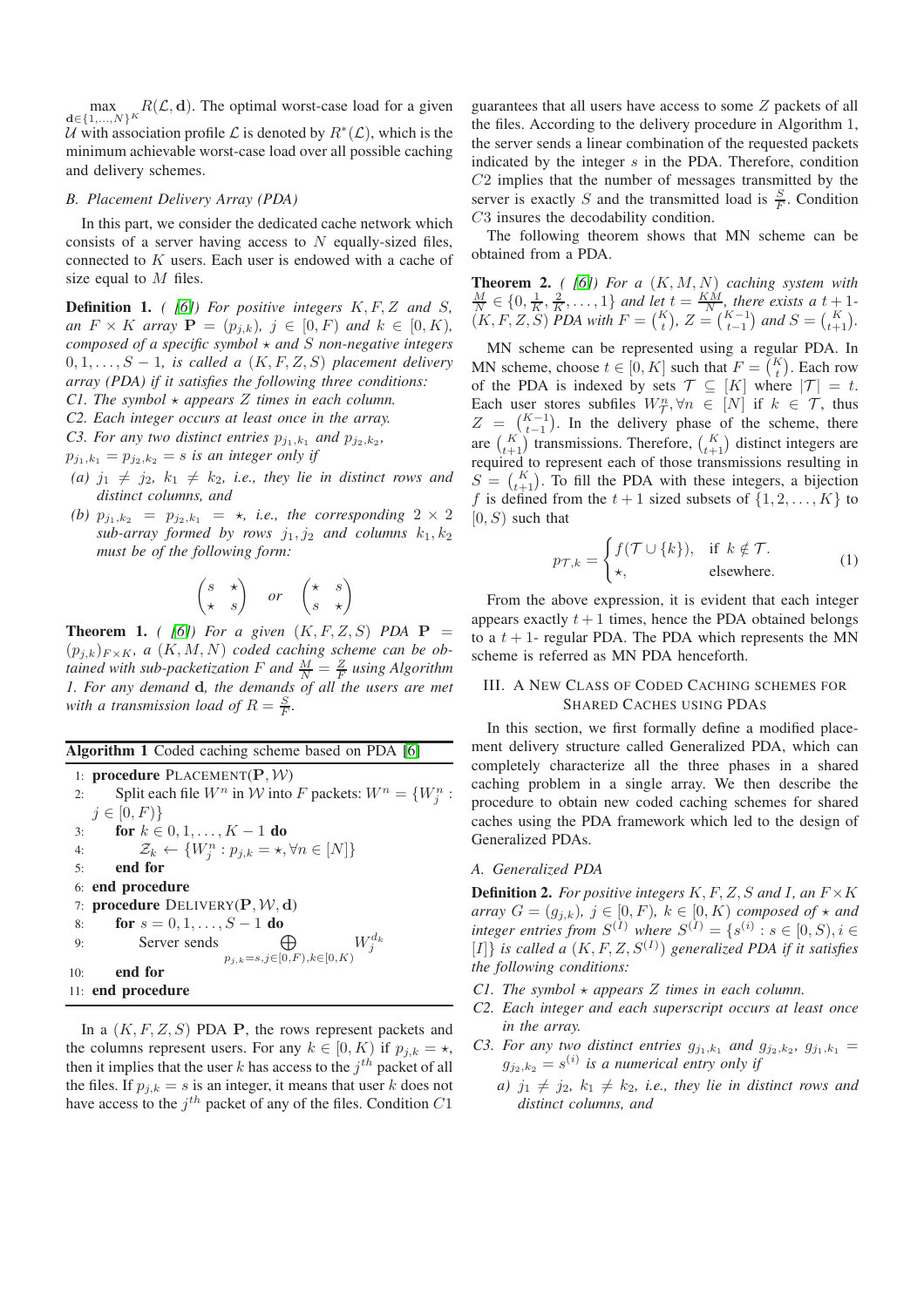$\max_{\mathbf{d}\in\{1,\ldots,N\}^K} R(\mathcal{L},\mathbf{d})$. The optimal worst-case load for a given $\mathcal{U}$ with association profile $\mathcal{L}$ is denoted by $R^*(\mathcal{L})$, which is the minimum achievable worst-case load over all possible caching and delivery schemes.

### B. Placement Delivery Array (PDA)

In this part, we consider the dedicated cache network which consists of a server having access to $N$ equally-sized files, connected to $K$ users. Each user is endowed with a cache of size equal to $M$ files.

**Definition 1.** *( [6]) For positive integers $K, F, Z$ and $S$, an $F \times K$ array $\mathbf{P} = (p_{j,k})$, $j \in [0, F)$ and $k \in [0, K)$, composed of a specific symbol $\star$ and $S$ non-negative integers $0, 1, \ldots, S-1$, is called a $(K, F, Z, S)$ placement delivery array (PDA) if it satisfies the following three conditions:*

*C1. The symbol $\star$ appears $Z$ times in each column.*

*C2. Each integer occurs at least once in the array.*

*C3. For any two distinct entries $p_{j_1,k_1}$ and $p_{j_2,k_2}$, $p_{j_1,k_1} = p_{j_2,k_2} = s$ is an integer only if*

*(a) $j_1 \neq j_2$, $k_1 \neq k_2$, i.e., they lie in distinct rows and distinct columns, and*

*(b) $p_{j_1,k_2} = p_{j_2,k_1} = \star$, i.e., the corresponding $2 \times 2$ sub-array formed by rows $j_1, j_2$ and columns $k_1, k_2$ must be of the following form:*

$$\begin{pmatrix} s & \star \\ \star & s \end{pmatrix} \quad or \quad \begin{pmatrix} \star & s \\ s & \star \end{pmatrix}$$

**Theorem 1.** *( [6]) For a given $(K, F, Z, S)$ PDA $\mathbf{P} = (p_{j,k})_{F\times K}$, a $(K, M, N)$ coded caching scheme can be obtained with sub-packetization $F$ and $\frac{M}{N} = \frac{Z}{F}$ using Algorithm 1. For any demand $\mathbf{d}$, the demands of all the users are met with a transmission load of $R = \frac{S}{F}$.*

**Algorithm 1** Coded caching scheme based on PDA [6]

```
1: procedure PLACEMENT(P, W)
2:     Split each file W^n in W into F packets: W^n = {W^n_j : j ∈ [0, F)}
3:     for k ∈ 0, 1, ..., K − 1 do
4:         Z_k ← {W^n_j : p_{j,k} = ⋆, ∀n ∈ [N]}
5:     end for
6: end procedure
7: procedure DELIVERY(P, W, d)
8:     for s = 0, 1, ..., S − 1 do
9:         Server sends ⊕_{p_{j,k}=s, j∈[0,F), k∈[0,K)} W^{d_k}_j
10:    end for
11: end procedure
```

In a $(K, F, Z, S)$ PDA $\mathbf{P}$, the rows represent packets and the columns represent users. For any $k \in [0, K)$ if $p_{j,k} = \star$, then it implies that the user $k$ has access to the $j^{th}$ packet of all the files. If $p_{j,k} = s$ is an integer, it means that user $k$ does not have access to the $j^{th}$ packet of any of the files. Condition $C1$ guarantees that all users have access to some $Z$ packets of all the files. According to the delivery procedure in Algorithm 1, the server sends a linear combination of the requested packets indicated by the integer $s$ in the PDA. Therefore, condition $C2$ implies that the number of messages transmitted by the server is exactly $S$ and the transmitted load is $\frac{S}{F}$. Condition $C3$ insures the decodability condition.

The following theorem shows that MN scheme can be obtained from a PDA.

**Theorem 2.** *( [6]) For a $(K, M, N)$ caching system with $\frac{M}{N} \in \{0, \frac{1}{K}, \frac{2}{K}, \ldots, 1\}$ and let $t = \frac{KM}{N}$, there exists a $t+1$-$(K, F, Z, S)$ PDA with $F = \binom{K}{t}$, $Z = \binom{K-1}{t-1}$ and $S = \binom{K}{t+1}$.*

MN scheme can be represented using a regular PDA. In MN scheme, choose $t \in [0, K]$ such that $F = \binom{K}{t}$. Each row of the PDA is indexed by sets $\mathcal{T} \subseteq [K]$ where $|\mathcal{T}| = t$. Each user stores subfiles $W^n_{\mathcal{T}}, \forall n \in [N]$ if $k \in \mathcal{T}$, thus $Z = \binom{K-1}{t-1}$. In the delivery phase of the scheme, there are $\binom{K}{t+1}$ transmissions. Therefore, $\binom{K}{t+1}$ distinct integers are required to represent each of those transmissions resulting in $S = \binom{K}{t+1}$. To fill the PDA with these integers, a bijection $f$ is defined from the $t+1$ sized subsets of $\{1, 2, \ldots, K\}$ to $[0, S)$ such that

$$p_{\mathcal{T},k} = \begin{cases} f(\mathcal{T} \cup \{k\}), & \text{if } k \notin \mathcal{T}. \\ \star, & \text{elsewhere.} \end{cases} \tag{1}$$

From the above expression, it is evident that each integer appears exactly $t+1$ times, hence the PDA obtained belongs to a $t+1$- regular PDA. The PDA which represents the MN scheme is referred as MN PDA henceforth.

## III. A New Class of Coded Caching Schemes for Shared Caches using PDAs

In this section, we first formally define a modified placement delivery structure called Generalized PDA, which can completely characterize all the three phases in a shared caching problem in a single array. We then describe the procedure to obtain new coded caching schemes for shared caches using the PDA framework which led to the design of Generalized PDAs.

### A. Generalized PDA

**Definition 2.** *For positive integers $K, F, Z, S$ and $I$, an $F \times K$ array $G = (g_{j,k})$, $j \in [0, F)$, $k \in [0, K)$ composed of $\star$ and integer entries from $S^{(I)}$ where $S^{(I)} = \{s^{(i)} : s \in [0, S), i \in [I]\}$ is called a $(K, F, Z, S^{(I)})$ generalized PDA if it satisfies the following conditions:*

*C1. The symbol $\star$ appears $Z$ times in each column.*

*C2. Each integer and each superscript occurs at least once in the array.*

*C3. For any two distinct entries $g_{j_1,k_1}$ and $g_{j_2,k_2}$, $g_{j_1,k_1} = g_{j_2,k_2} = s^{(i)}$ is a numerical entry only if*

*a) $j_1 \neq j_2$, $k_1 \neq k_2$, i.e., they lie in distinct rows and distinct columns, and*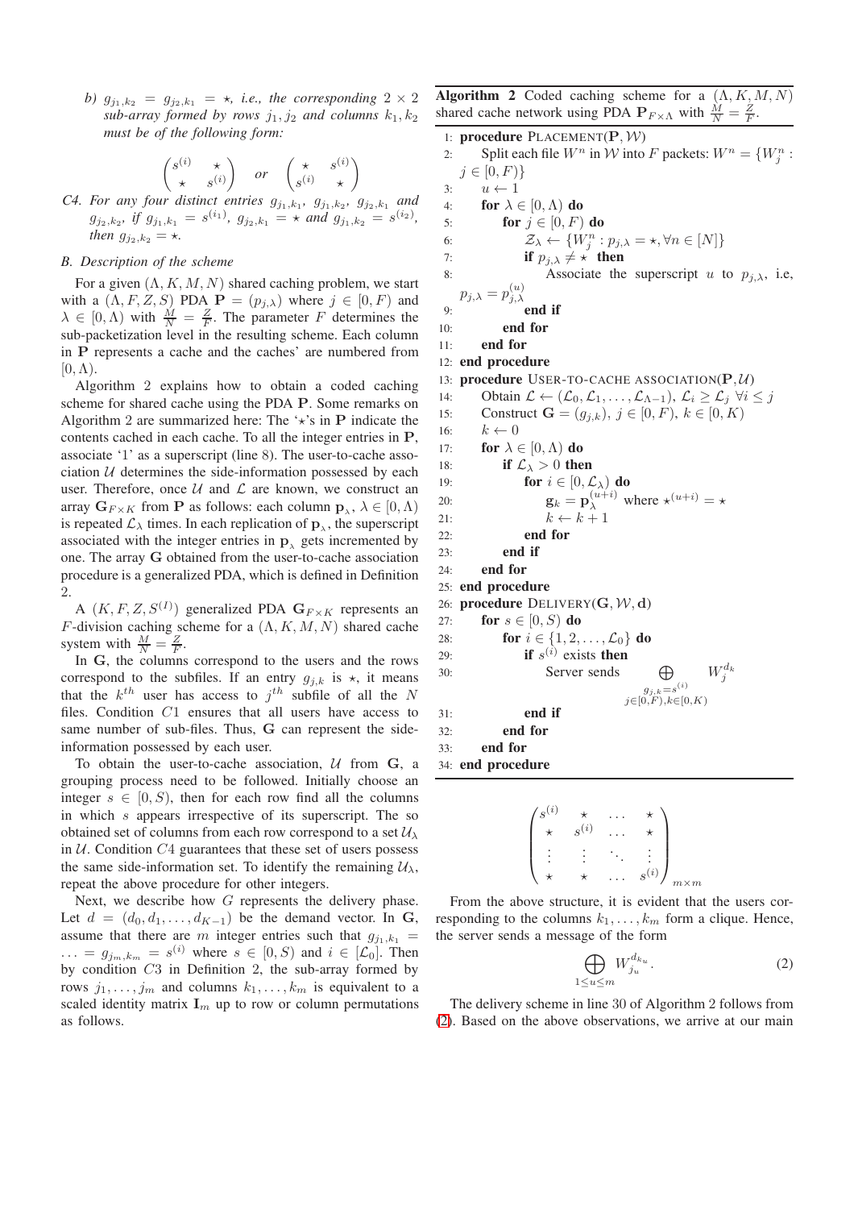*b)* $g_{j_1,k_2} = g_{j_2,k_1} = \star$, *i.e., the corresponding* $2 \times 2$ *sub-array formed by rows* $j_1, j_2$ *and columns* $k_1, k_2$ *must be of the following form:*

$$\begin{pmatrix} s^{(i)} & \star \\ \star & s^{(i)} \end{pmatrix} \quad or \quad \begin{pmatrix} \star & s^{(i)} \\ s^{(i)} & \star \end{pmatrix}$$

*C4. For any four distinct entries* $g_{j_1,k_1}$, $g_{j_1,k_2}$, $g_{j_2,k_1}$ *and* $g_{j_2,k_2}$, *if* $g_{j_1,k_1} = s^{(i_1)}$, $g_{j_2,k_1} = \star$ *and* $g_{j_1,k_2} = s^{(i_2)}$, *then* $g_{j_2,k_2} = \star$.

### B. Description of the scheme

For a given $(\Lambda, K, M, N)$ shared caching problem, we start with a $(\Lambda, F, Z, S)$ PDA $\mathbf{P} = (p_{j,\lambda})$ where $j \in [0, F)$ and $\lambda \in [0, \Lambda)$ with $\frac{M}{N} = \frac{Z}{F}$. The parameter $F$ determines the sub-packetization level in the resulting scheme. Each column in $\mathbf{P}$ represents a cache and the caches' are numbered from $[0, \Lambda)$.

Algorithm 2 explains how to obtain a coded caching scheme for shared cache using the PDA $\mathbf{P}$. Some remarks on Algorithm 2 are summarized here: The '$\star$'s in $\mathbf{P}$ indicate the contents cached in each cache. To all the integer entries in $\mathbf{P}$, associate '1' as a superscript (line 8). The user-to-cache association $\mathcal{U}$ determines the side-information possessed by each user. Therefore, once $\mathcal{U}$ and $\mathcal{L}$ are known, we construct an array $\mathbf{G}_{F\times K}$ from $\mathbf{P}$ as follows: each column $\mathbf{p}_\lambda$, $\lambda \in [0, \Lambda)$ is repeated $\mathcal{L}_\lambda$ times. In each replication of $\mathbf{p}_\lambda$, the superscript associated with the integer entries in $\mathbf{p}_\lambda$ gets incremented by one. The array $\mathbf{G}$ obtained from the user-to-cache association procedure is a generalized PDA, which is defined in Definition 2.

A $(K, F, Z, S^{(I)})$ generalized PDA $\mathbf{G}_{F\times K}$ represents an $F$-division caching scheme for a $(\Lambda, K, M, N)$ shared cache system with $\frac{M}{N} = \frac{Z}{F}$.

In $\mathbf{G}$, the columns correspond to the users and the rows correspond to the subfiles. If an entry $g_{j,k}$ is $\star$, it means that the $k^{th}$ user has access to $j^{th}$ subfile of all the $N$ files. Condition $C1$ ensures that all users have access to same number of sub-files. Thus, $\mathbf{G}$ can represent the side-information possessed by each user.

To obtain the user-to-cache association, $\mathcal{U}$ from $\mathbf{G}$, a grouping process need to be followed. Initially choose an integer $s \in [0, S)$, then for each row find all the columns in which $s$ appears irrespective of its superscript. The so obtained set of columns from each row correspond to a set $\mathcal{U}_\lambda$ in $\mathcal{U}$. Condition $C4$ guarantees that these set of users possess the same side-information set. To identify the remaining $\mathcal{U}_\lambda$, repeat the above procedure for other integers.

Next, we describe how $G$ represents the delivery phase. Let $d = (d_0, d_1, \ldots, d_{K-1})$ be the demand vector. In $\mathbf{G}$, assume that there are $m$ integer entries such that $g_{j_1,k_1} = \cdots = g_{j_m,k_m} = s^{(i)}$ where $s \in [0, S)$ and $i \in [\mathcal{L}_0]$. Then by condition $C3$ in Definition 2, the sub-array formed by rows $j_1, \ldots, j_m$ and columns $k_1, \ldots, k_m$ is equivalent to a scaled identity matrix $\mathbf{I}_m$ up to row or column permutations as follows.

**Algorithm 2** Coded caching scheme for a $(\Lambda, K, M, N)$ shared cache network using PDA $\mathbf{P}_{F\times\Lambda}$ with $\frac{M}{N} = \frac{Z}{F}$.

```
1: procedure PLACEMENT(P, W)
2:     Split each file W^n in W into F packets: W^n = {W^n_j : j ∈ [0, F)}
3:     u ← 1
4:     for λ ∈ [0, Λ) do
5:         for j ∈ [0, F) do
6:             Z_λ ← {W^n_j : p_{j,λ} = ⋆, ∀n ∈ [N]}
7:             if p_{j,λ} ≠ ⋆ then
8:                 Associate the superscript u to p_{j,λ}, i.e, p_{j,λ} = p^{(u)}_{j,λ}
9:             end if
10:        end for
11:    end for
12: end procedure
13: procedure USER-TO-CACHE ASSOCIATION(P, U)
14:    Obtain L ← (L_0, L_1, ..., L_{Λ-1}), L_i ≥ L_j ∀i ≤ j
15:    Construct G = (g_{j,k}), j ∈ [0, F), k ∈ [0, K)
16:    k ← 0
17:    for λ ∈ [0, Λ) do
18:        if L_λ > 0 then
19:            for i ∈ [0, L_λ) do
20:                g_k = p^{(u+i)}_λ where ⋆^{(u+i)} = ⋆
21:                k ← k + 1
22:            end for
23:        end if
24:    end for
25: end procedure
26: procedure DELIVERY(G, W, d)
27:    for s ∈ [0, S) do
28:        for i ∈ {1, 2, ..., L_0} do
29:            if s^{(i)} exists then
30:                Server sends ⊕_{g_{j,k}=s^{(i)}, j∈[0,F), k∈[0,K)} W^{d_k}_j
31:            end if
32:        end for
33:    end for
34: end procedure
```

$$\begin{pmatrix} s^{(i)} & \star & \ldots & \star \\ \star & s^{(i)} & \ldots & \star \\ \vdots & \vdots & \ddots & \vdots \\ \star & \star & \ldots & s^{(i)} \end{pmatrix}_{m\times m}$$

From the above structure, it is evident that the users corresponding to the columns $k_1, \ldots, k_m$ form a clique. Hence, the server sends a message of the form

$$\bigoplus_{1\le u\le m} W^{d_{k_u}}_{j_u}. \tag{2}$$

The delivery scheme in line 30 of Algorithm 2 follows from (2). Based on the above observations, we arrive at our main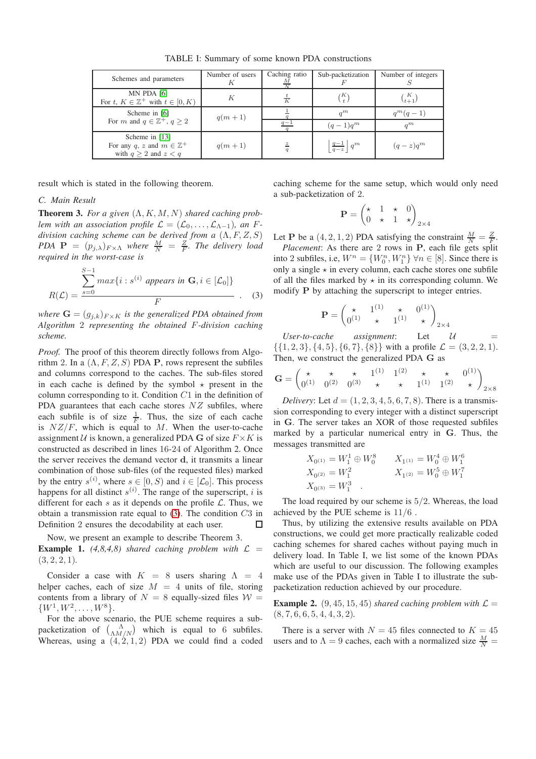TABLE I: Summary of some known PDA constructions

| Schemes and parameters | Number of users $K$ | Caching ratio $\frac{M}{N}$ | Sub-packetization $F$ | Number of integers $S$ |
|---|---|---|---|---|
| MN PDA [6] For $t$, $K \in \mathbb{Z}^+$ with $t \in [0, K)$ | $K$ | $\frac{t}{K}$ | $\binom{K}{t}$ | $\binom{K}{t+1}$ |
| Scheme in [6] For $m$ and $q \in \mathbb{Z}^+$, $q \geq 2$ | $q(m+1)$ | $\frac{1}{q}$ | $q^m$ | $q^m(q-1)$ |
| | | $\frac{q-1}{q}$ | $(q-1)q^m$ | $q^m$ |
| Scheme in [13] For any $q$, $z$ and $m \in \mathbb{Z}^+$ with $q \geq 2$ and $z < q$ | $q(m+1)$ | $\frac{z}{q}$ | $\left\lfloor \frac{q-1}{q-z} \right\rfloor q^m$ | $(q-z)q^m$ |

result which is stated in the following theorem.

### C. Main Result

**Theorem 3.** *For a given $(\Lambda, K, M, N)$ shared caching problem with an association profile $\mathcal{L} = (\mathcal{L}_0, \ldots, \mathcal{L}_{\Lambda-1})$, an $F$-division caching scheme can be derived from a $(\Lambda, F, Z, S)$ PDA $\mathbf{P} = (p_{j,\lambda})_{F\times\Lambda}$ where $\frac{M}{N} = \frac{Z}{F}$. The delivery load required in the worst-case is*

$$R(\mathcal{L}) = \frac{\sum_{s=0}^{S-1} max\{i : s^{(i)} \text{ appears in } \mathbf{G}, i \in [\mathcal{L}_0]\}}{F}. \quad (3)$$

*where $\mathbf{G} = (g_{j,k})_{F\times K}$ is the generalized PDA obtained from Algorithm 2 representing the obtained $F$-division caching scheme.*

*Proof.* The proof of this theorem directly follows from Algorithm 2. In a $(\Lambda, F, Z, S)$ PDA $\mathbf{P}$, rows represent the subfiles and columns correspond to the caches. The sub-files stored in each cache is defined by the symbol $\star$ present in the column corresponding to it. Condition $C1$ in the definition of PDA guarantees that each cache stores $NZ$ subfiles, where each subfile is of size $\frac{1}{F}$. Thus, the size of each cache is $NZ/F$, which is equal to $M$. When the user-to-cache assignment $\mathcal{U}$ is known, a generalized PDA $\mathbf{G}$ of size $F\times K$ is constructed as described in lines 16-24 of Algorithm 2. Once the server receives the demand vector $\mathbf{d}$, it transmits a linear combination of those sub-files (of the requested files) marked by the entry $s^{(i)}$, where $s \in [0, S)$ and $i \in [\mathcal{L}_0]$. This process happens for all distinct $s^{(i)}$. The range of the superscript, $i$ is different for each $s$ as it depends on the profile $\mathcal{L}$. Thus, we obtain a transmission rate equal to (3). The condition $C3$ in Definition 2 ensures the decodability at each user. □

Now, we present an example to describe Theorem 3.

**Example 1.** *(4,8,4,8) shared caching problem with $\mathcal{L} = (3, 2, 2, 1)$.*

Consider a case with $K = 8$ users sharing $\Lambda = 4$ helper caches, each of size $M = 4$ units of file, storing contents from a library of $N = 8$ equally-sized files $\mathcal{W} = \{W^1, W^2, \ldots, W^8\}$.

For the above scenario, the PUE scheme requires a sub-packetization of $\binom{\Lambda}{\Lambda M/N}$ which is equal to 6 subfiles. Whereas, using a $(4, 2, 1, 2)$ PDA we could find a coded caching scheme for the same setup, which would only need a sub-packetization of 2.

$$\mathbf{P} = \begin{pmatrix} \star & 1 & \star & 0 \\ 0 & \star & 1 & \star \end{pmatrix}_{2\times 4}$$

Let $\mathbf{P}$ be a $(4, 2, 1, 2)$ PDA satisfying the constraint $\frac{M}{N} = \frac{Z}{F}$.

*Placement*: As there are 2 rows in $\mathbf{P}$, each file gets split into 2 subfiles, i.e, $W^n = \{W_0^n, W_1^n\}\ \forall n \in [8]$. Since there is only a single $\star$ in every column, each cache stores one subfile of all the files marked by $\star$ in its corresponding column. We modify $\mathbf{P}$ by attaching the superscript to integer entries.

$$\mathbf{P} = \begin{pmatrix} \star & 1^{(1)} & \star & 0^{(1)} \\ 0^{(1)} & \star & 1^{(1)} & \star \end{pmatrix}_{2\times 4}$$

*User-to-cache assignment*: Let $\mathcal{U} = \{\{1, 2, 3\}, \{4, 5\}, \{6, 7\}, \{8\}\}$ with a profile $\mathcal{L} = (3, 2, 2, 1)$. Then, we construct the generalized PDA $\mathbf{G}$ as

$$\mathbf{G} = \begin{pmatrix} \star & \star & \star & 1^{(1)} & 1^{(2)} & \star & \star & 0^{(1)} \\ 0^{(1)} & 0^{(2)} & 0^{(3)} & \star & \star & 1^{(1)} & 1^{(2)} & \star \end{pmatrix}_{2\times 8}$$

*Delivery*: Let $d = (1, 2, 3, 4, 5, 6, 7, 8)$. There is a transmission corresponding to every integer with a distinct superscript in $\mathbf{G}$. The server takes an XOR of those requested subfiles marked by a particular numerical entry in $\mathbf{G}$. Thus, the messages transmitted are

$$X_{0^{(1)}} = W_1^1 \oplus W_0^8 \qquad X_{1^{(1)}} = W_0^4 \oplus W_1^6$$
$$X_{0^{(2)}} = W_1^2 \qquad X_{1^{(2)}} = W_0^5 \oplus W_1^7$$
$$X_{0^{(3)}} = W_1^3 \ .$$

The load required by our scheme is $5/2$. Whereas, the load achieved by the PUE scheme is $11/6$ .

Thus, by utilizing the extensive results available on PDA constructions, we could get more practically realizable coded caching schemes for shared caches without paying much in delivery load. In Table I, we list some of the known PDAs which are useful to our discussion. The following examples make use of the PDAs given in Table I to illustrate the sub-packetization reduction achieved by our procedure.

**Example 2.** $(9, 45, 15, 45)$ *shared caching problem with* $\mathcal{L} = (8, 7, 6, 6, 5, 4, 4, 3, 2)$.

There is a server with $N = 45$ files connected to $K = 45$ users and to $\Lambda = 9$ caches, each with a normalized size $\frac{M}{N} =$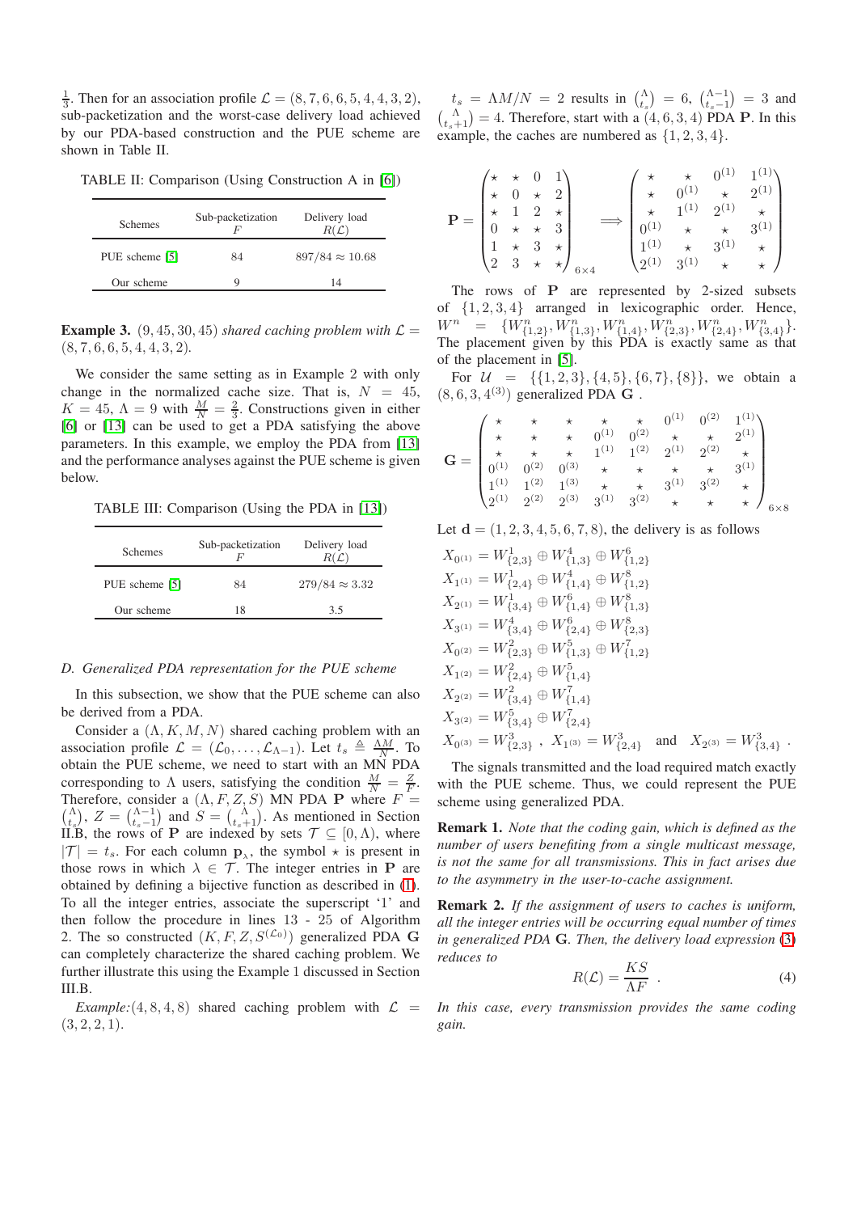$\frac{1}{3}$. Then for an association profile $\mathcal{L} = (8, 7, 6, 6, 5, 4, 4, 3, 2)$, sub-packetization and the worst-case delivery load achieved by our PDA-based construction and the PUE scheme are shown in Table II.

TABLE II: Comparison (Using Construction A in [6])

| Schemes | Sub-packetization $F$ | Delivery load $R(\mathcal{L})$ |
|---|---|---|
| PUE scheme [5] | 84 | $897/84 \approx 10.68$ |
| Our scheme | 9 | 14 |

**Example 3.** *$(9, 45, 30, 45)$ shared caching problem with $\mathcal{L} = (8, 7, 6, 6, 5, 4, 4, 3, 2)$.*

We consider the same setting as in Example 2 with only change in the normalized cache size. That is, $N = 45$, $K = 45$, $\Lambda = 9$ with $\frac{M}{N} = \frac{2}{3}$. Constructions given in either [6] or [13] can be used to get a PDA satisfying the above parameters. In this example, we employ the PDA from [13] and the performance analyses against the PUE scheme is given below.

TABLE III: Comparison (Using the PDA in [13])

| Schemes | Sub-packetization $F$ | Delivery load $R(\mathcal{L})$ |
|---|---|---|
| PUE scheme [5] | 84 | $279/84 \approx 3.32$ |
| Our scheme | 18 | 3.5 |

### *D. Generalized PDA representation for the PUE scheme*

In this subsection, we show that the PUE scheme can also be derived from a PDA.

Consider a $(\Lambda, K, M, N)$ shared caching problem with an association profile $\mathcal{L} = (\mathcal{L}_0, \dots, \mathcal{L}_{\Lambda-1})$. Let $t_s \triangleq \frac{\Lambda M}{N}$. To obtain the PUE scheme, we need to start with an MN PDA corresponding to $\Lambda$ users, satisfying the condition $\frac{M}{N} = \frac{Z}{F}$. Therefore, consider a $(\Lambda, F, Z, S)$ MN PDA $\mathbf{P}$ where $F = \binom{\Lambda}{t_s}$, $Z = \binom{\Lambda-1}{t_s-1}$ and $S = \binom{\Lambda}{t_s+1}$. As mentioned in Section II.B, the rows of $\mathbf{P}$ are indexed by sets $\mathcal{T} \subseteq [0, \Lambda)$, where $|\mathcal{T}| = t_s$. For each column $\mathbf{p}_\lambda$, the symbol $\star$ is present in those rows in which $\lambda \in \mathcal{T}$. The integer entries in $\mathbf{P}$ are obtained by defining a bijective function as described in (1). To all the integer entries, associate the superscript '1' and then follow the procedure in lines 13 - 25 of Algorithm 2. The so constructed $(K, F, Z, S^{(\mathcal{L}_0)})$ generalized PDA $\mathbf{G}$ can completely characterize the shared caching problem. We further illustrate this using the Example 1 discussed in Section III.B.

*Example:*$(4, 8, 4, 8)$ shared caching problem with $\mathcal{L} = (3, 2, 2, 1)$.

$t_s = \Lambda M/N = 2$ results in $\binom{\Lambda}{t_s} = 6$, $\binom{\Lambda-1}{t_s-1} = 3$ and $\binom{\Lambda}{t_s+1} = 4$. Therefore, start with a $(4, 6, 3, 4)$ PDA $\mathbf{P}$. In this example, the caches are numbered as $\{1, 2, 3, 4\}$.

$$\mathbf{P} = \begin{pmatrix} \star & \star & 0 & 1 \\ \star & 0 & \star & 2 \\ \star & 1 & 2 & \star \\ 0 & \star & \star & 3 \\ 1 & \star & 3 & \star \\ 2 & 3 & \star & \star \end{pmatrix}_{6\times 4} \implies \begin{pmatrix} \star & \star & 0^{(1)} & 1^{(1)} \\ \star & 0^{(1)} & \star & 2^{(1)} \\ \star & 1^{(1)} & 2^{(1)} & \star \\ 0^{(1)} & \star & \star & 3^{(1)} \\ 1^{(1)} & \star & 3^{(1)} & \star \\ 2^{(1)} & 3^{(1)} & \star & \star \end{pmatrix}$$

The rows of $\mathbf{P}$ are represented by 2-sized subsets of $\{1, 2, 3, 4\}$ arranged in lexicographic order. Hence, $W^n = \{W^n_{\{1,2\}}, W^n_{\{1,3\}}, W^n_{\{1,4\}}, W^n_{\{2,3\}}, W^n_{\{2,4\}}, W^n_{\{3,4\}}\}$. The placement given by this PDA is exactly same as that of the placement in [5].

For $\mathcal{U} = \{\{1, 2, 3\}, \{4, 5\}, \{6, 7\}, \{8\}\}$, we obtain a $(8, 6, 3, 4^{(3)})$ generalized PDA $\mathbf{G}$ .

$$\mathbf{G} = \begin{pmatrix} \star & \star & \star & \star & \star & 0^{(1)} & 0^{(2)} & 1^{(1)} \\ \star & \star & \star & 0^{(1)} & 0^{(2)} & \star & \star & 2^{(1)} \\ \star & \star & \star & 1^{(1)} & 1^{(2)} & 2^{(1)} & 2^{(2)} & \star \\ 0^{(1)} & 0^{(2)} & 0^{(3)} & \star & \star & \star & \star & 3^{(1)} \\ 1^{(1)} & 1^{(2)} & 1^{(3)} & \star & \star & 3^{(1)} & 3^{(2)} & \star \\ 2^{(1)} & 2^{(2)} & 2^{(3)} & 3^{(1)} & 3^{(2)} & \star & \star & \star \end{pmatrix}_{6\times 8}$$

Let $\mathbf{d} = (1, 2, 3, 4, 5, 6, 7, 8)$, the delivery is as follows

$$X_{0^{(1)}} = W^1_{\{2,3\}} \oplus W^4_{\{1,3\}} \oplus W^6_{\{1,2\}}$$
$$X_{1^{(1)}} = W^1_{\{2,4\}} \oplus W^4_{\{1,4\}} \oplus W^8_{\{1,2\}}$$
$$X_{2^{(1)}} = W^1_{\{3,4\}} \oplus W^6_{\{1,4\}} \oplus W^8_{\{1,3\}}$$
$$X_{3^{(1)}} = W^4_{\{3,4\}} \oplus W^6_{\{2,4\}} \oplus W^8_{\{2,3\}}$$
$$X_{0^{(2)}} = W^2_{\{2,3\}} \oplus W^5_{\{1,3\}} \oplus W^7_{\{1,2\}}$$
$$X_{1^{(2)}} = W^2_{\{2,4\}} \oplus W^5_{\{1,4\}}$$
$$X_{2^{(2)}} = W^2_{\{3,4\}} \oplus W^7_{\{1,4\}}$$
$$X_{3^{(2)}} = W^5_{\{3,4\}} \oplus W^7_{\{2,4\}}$$
$$X_{0^{(3)}} = W^3_{\{2,3\}}\ ,\ X_{1^{(3)}} = W^3_{\{2,4\}} \quad \text{and} \quad X_{2^{(3)}} = W^3_{\{3,4\}}\ .$$

The signals transmitted and the load required match exactly with the PUE scheme. Thus, we could represent the PUE scheme using generalized PDA.

**Remark 1.** *Note that the coding gain, which is defined as the number of users benefiting from a single multicast message, is not the same for all transmissions. This in fact arises due to the asymmetry in the user-to-cache assignment.*

**Remark 2.** *If the assignment of users to caches is uniform, all the integer entries will be occurring equal number of times in generalized PDA $\mathbf{G}$. Then, the delivery load expression (3) reduces to*

$$R(\mathcal{L}) = \frac{KS}{\Lambda F}\ . \tag{4}$$

*In this case, every transmission provides the same coding gain.*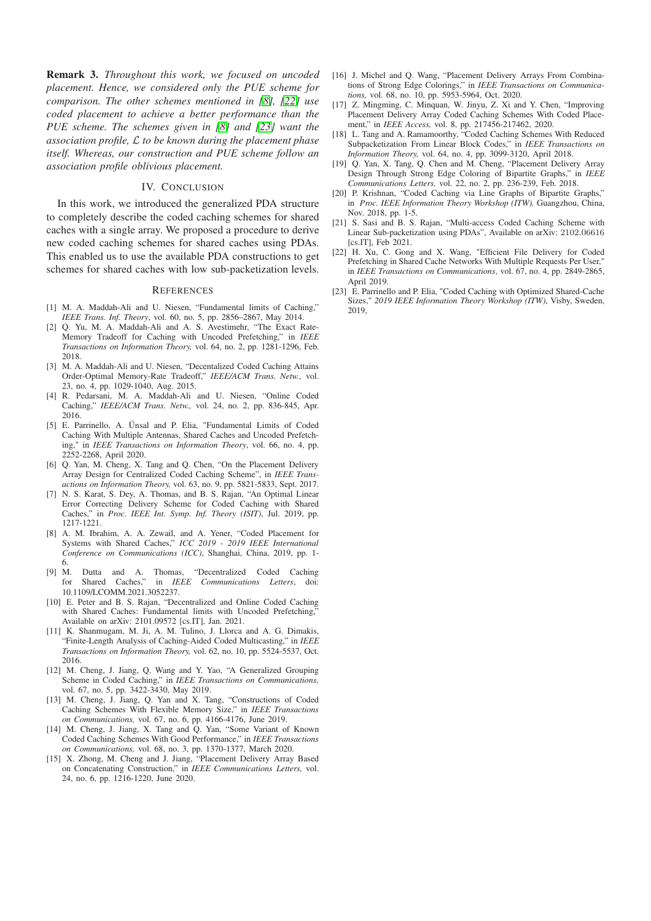**Remark 3.** *Throughout this work, we focused on uncoded placement. Hence, we considered only the PUE scheme for comparison. The other schemes mentioned in [8], [22] use coded placement to achieve a better performance than the PUE scheme. The schemes given in [8] and [23] want the association profile, $\mathcal{L}$ to be known during the placement phase itself. Whereas, our construction and PUE scheme follow an association profile oblivious placement.*

## IV. Conclusion

In this work, we introduced the generalized PDA structure to completely describe the coded caching schemes for shared caches with a single array. We proposed a procedure to derive new coded caching schemes for shared caches using PDAs. This enabled us to use the available PDA constructions to get schemes for shared caches with low sub-packetization levels.

## References

[1] M. A. Maddah-Ali and U. Niesen, "Fundamental limits of Caching," *IEEE Trans. Inf. Theory*, vol. 60, no. 5, pp. 2856–2867, May 2014.

[2] Q. Yu, M. A. Maddah-Ali and A. S. Avestimehr, "The Exact Rate-Memory Tradeoff for Caching with Uncoded Prefetching," in *IEEE Transactions on Information Theory,* vol. 64, no. 2, pp. 1281-1296, Feb. 2018.

[3] M. A. Maddah-Ali and U. Niesen, "Decentalized Coded Caching Attains Order-Optimal Memory-Rate Tradeoff," *IEEE/ACM Trans. Netw.,* vol. 23, no. 4, pp. 1029-1040, Aug. 2015.

[4] R. Pedarsani, M. A. Maddah-Ali and U. Niesen, "Online Coded Caching," *IEEE/ACM Trans. Netw.,* vol. 24, no. 2, pp. 836-845, Apr. 2016.

[5] E. Parrinello, A. Ünsal and P. Elia, "Fundamental Limits of Coded Caching With Multiple Antennas, Shared Caches and Uncoded Prefetching," in *IEEE Transactions on Information Theory*, vol. 66, no. 4, pp. 2252-2268, April 2020.

[6] Q. Yan, M. Cheng, X. Tang and Q. Chen, "On the Placement Delivery Array Design for Centralized Coded Caching Scheme", in *IEEE Transactions on Information Theory,* vol. 63, no. 9, pp. 5821-5833, Sept. 2017.

[7] N. S. Karat, S. Dey, A. Thomas, and B. S. Rajan, "An Optimal Linear Error Correcting Delivery Scheme for Coded Caching with Shared Caches," in *Proc. IEEE Int. Symp. Inf. Theory (ISIT)*, Jul. 2019, pp. 1217-1221.

[8] A. M. Ibrahim, A. A. Zewail, and A. Yener, "Coded Placement for Systems with Shared Caches," *ICC 2019 - 2019 IEEE International Conference on Communications (ICC)*, Shanghai, China, 2019, pp. 1-6.

[9] M. Dutta and A. Thomas, "Decentralized Coded Caching for Shared Caches," in *IEEE Communications Letters*, doi: 10.1109/LCOMM.2021.3052237.

[10] E. Peter and B. S. Rajan, "Decentralized and Online Coded Caching with Shared Caches: Fundamental limits with Uncoded Prefetching," Available on arXiv: 2101.09572 [cs.IT], Jan. 2021.

[11] K. Shanmugam, M. Ji, A. M. Tulino, J. Llorca and A. G. Dimakis, "Finite-Length Analysis of Caching-Aided Coded Multicasting," in *IEEE Transactions on Information Theory,* vol. 62, no. 10, pp. 5524-5537, Oct. 2016.

[12] M. Cheng, J. Jiang, Q. Wang and Y. Yao, "A Generalized Grouping Scheme in Coded Caching," in *IEEE Transactions on Communications,* vol. 67, no. 5, pp. 3422-3430, May 2019.

[13] M. Cheng, J. Jiang, Q. Yan and X. Tang, "Constructions of Coded Caching Schemes With Flexible Memory Size," in *IEEE Transactions on Communications,* vol. 67, no. 6, pp. 4166-4176, June 2019.

[14] M. Cheng, J. Jiang, X. Tang and Q. Yan, "Some Variant of Known Coded Caching Schemes With Good Performance," in *IEEE Transactions on Communications,* vol. 68, no. 3, pp. 1370-1377, March 2020.

[15] X. Zhong, M. Cheng and J. Jiang, "Placement Delivery Array Based on Concatenating Construction," in *IEEE Communications Letters,* vol. 24, no. 6, pp. 1216-1220, June 2020.

[16] J. Michel and Q. Wang, "Placement Delivery Arrays From Combinations of Strong Edge Colorings," in *IEEE Transactions on Communications,* vol. 68, no. 10, pp. 5953-5964, Oct. 2020.

[17] Z. Mingming, C. Minquan, W. Jinyu, Z. Xi and Y. Chen, "Improving Placement Delivery Array Coded Caching Schemes With Coded Placement," in *IEEE Access,* vol. 8, pp. 217456-217462, 2020.

[18] L. Tang and A. Ramamoorthy, "Coded Caching Schemes With Reduced Subpacketization From Linear Block Codes," in *IEEE Transactions on Information Theory,* vol. 64, no. 4, pp. 3099-3120, April 2018.

[19] Q. Yan, X. Tang, Q. Chen and M. Cheng, "Placement Delivery Array Design Through Strong Edge Coloring of Bipartite Graphs," in *IEEE Communications Letters,* vol. 22, no. 2, pp. 236-239, Feb. 2018.

[20] P. Krishnan, "Coded Caching via Line Graphs of Bipartite Graphs," in *Proc. IEEE Information Theory Workshop (ITW),* Guangzhou, China, Nov. 2018, pp. 1-5.

[21] S. Sasi and B. S. Rajan, "Multi-access Coded Caching Scheme with Linear Sub-packetization using PDAs", Available on arXiv: 2102.06616 [cs.IT], Feb 2021.

[22] H. Xu, C. Gong and X. Wang, "Efficient File Delivery for Coded Prefetching in Shared Cache Networks With Multiple Requests Per User," in *IEEE Transactions on Communications*, vol. 67, no. 4, pp. 2849-2865, April 2019.

[23] E. Parrinello and P. Elia, "Coded Caching with Optimized Shared-Cache Sizes," *2019 IEEE Information Theory Workshop (ITW)*, Visby, Sweden, 2019,